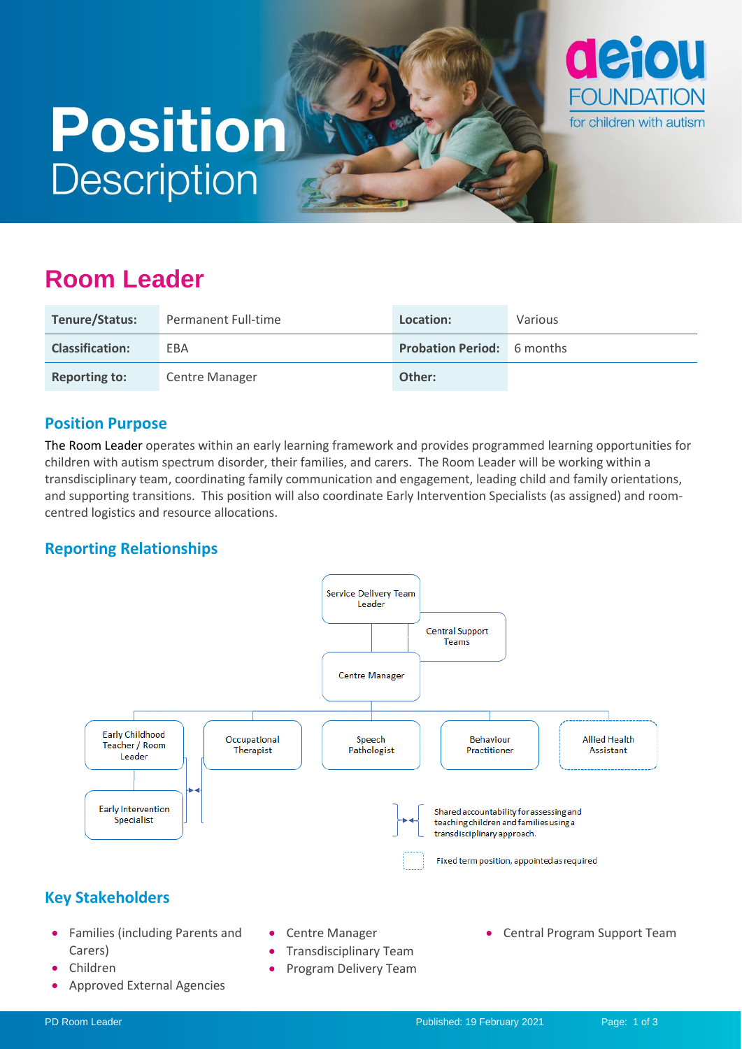# Position Description

## Room Leader

| Tenure/Status: | Permanent Full-time | Location: | Various |
|---|---|---|---|
| Classification: | EBA | Probation Period: | 6 months |
| Reporting to: | Centre Manager | Other: | |

### Position Purpose

The Room Leader operates within an early learning framework and provides programmed learning opportunities for children with autism spectrum disorder, their families, and carers. The Room Leader will be working within a transdisciplinary team, coordinating family communication and engagement, leading child and family orientations, and supporting transitions. This position will also coordinate Early Intervention Specialists (as assigned) and room-centred logistics and resource allocations.

### Reporting Relationships

Service Delivery Team Leader

Central Support Teams

Centre Manager

Early Childhood Teacher / Room Leader

Occupational Therapist

Speech Pathologist

Behaviour Practitioner

Allied Health Assistant

Early Intervention Specialist

Shared accountability for assessing and teaching children and families using a transdisciplinary approach.

Fixed term position, appointed as required

### Key Stakeholders

- Families (including Parents and Carers)
- Children
- Approved External Agencies
- Centre Manager
- Transdisciplinary Team
- Program Delivery Team
- Central Program Support Team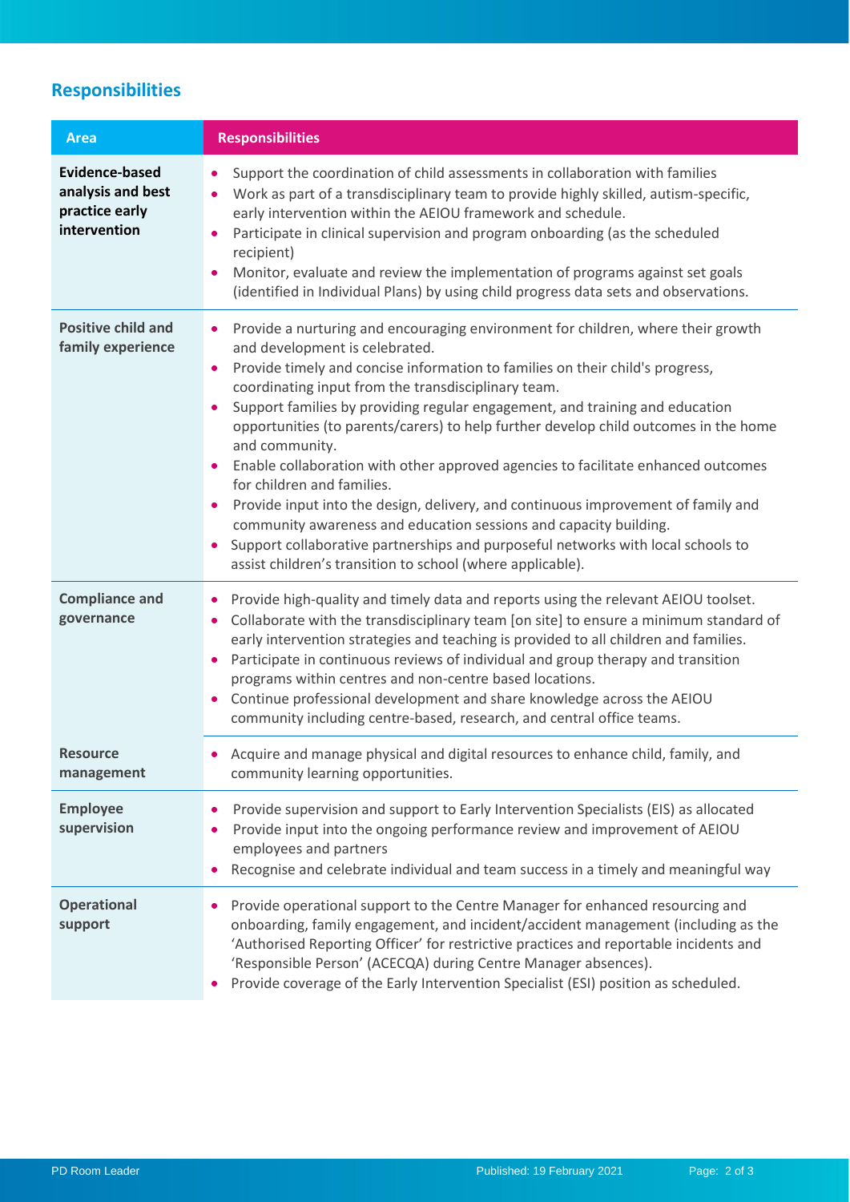## Responsibilities

| Area | Responsibilities |
| --- | --- |
| **Evidence-based analysis and best practice early intervention** | • Support the coordination of child assessments in collaboration with families<br>• Work as part of a transdisciplinary team to provide highly skilled, autism-specific, early intervention within the AEIOU framework and schedule.<br>• Participate in clinical supervision and program onboarding (as the scheduled recipient)<br>• Monitor, evaluate and review the implementation of programs against set goals (identified in Individual Plans) by using child progress data sets and observations. |
| **Positive child and family experience** | • Provide a nurturing and encouraging environment for children, where their growth and development is celebrated.<br>• Provide timely and concise information to families on their child's progress, coordinating input from the transdisciplinary team.<br>• Support families by providing regular engagement, and training and education opportunities (to parents/carers) to help further develop child outcomes in the home and community.<br>• Enable collaboration with other approved agencies to facilitate enhanced outcomes for children and families.<br>• Provide input into the design, delivery, and continuous improvement of family and community awareness and education sessions and capacity building.<br>• Support collaborative partnerships and purposeful networks with local schools to assist children's transition to school (where applicable). |
| **Compliance and governance** | • Provide high-quality and timely data and reports using the relevant AEIOU toolset.<br>• Collaborate with the transdisciplinary team [on site] to ensure a minimum standard of early intervention strategies and teaching is provided to all children and families.<br>• Participate in continuous reviews of individual and group therapy and transition programs within centres and non-centre based locations.<br>• Continue professional development and share knowledge across the AEIOU community including centre-based, research, and central office teams. |
| **Resource management** | • Acquire and manage physical and digital resources to enhance child, family, and community learning opportunities. |
| **Employee supervision** | • Provide supervision and support to Early Intervention Specialists (EIS) as allocated<br>• Provide input into the ongoing performance review and improvement of AEIOU employees and partners<br>• Recognise and celebrate individual and team success in a timely and meaningful way |
| **Operational support** | • Provide operational support to the Centre Manager for enhanced resourcing and onboarding, family engagement, and incident/accident management (including as the 'Authorised Reporting Officer' for restrictive practices and reportable incidents and 'Responsible Person' (ACECQA) during Centre Manager absences).<br>• Provide coverage of the Early Intervention Specialist (ESI) position as scheduled. |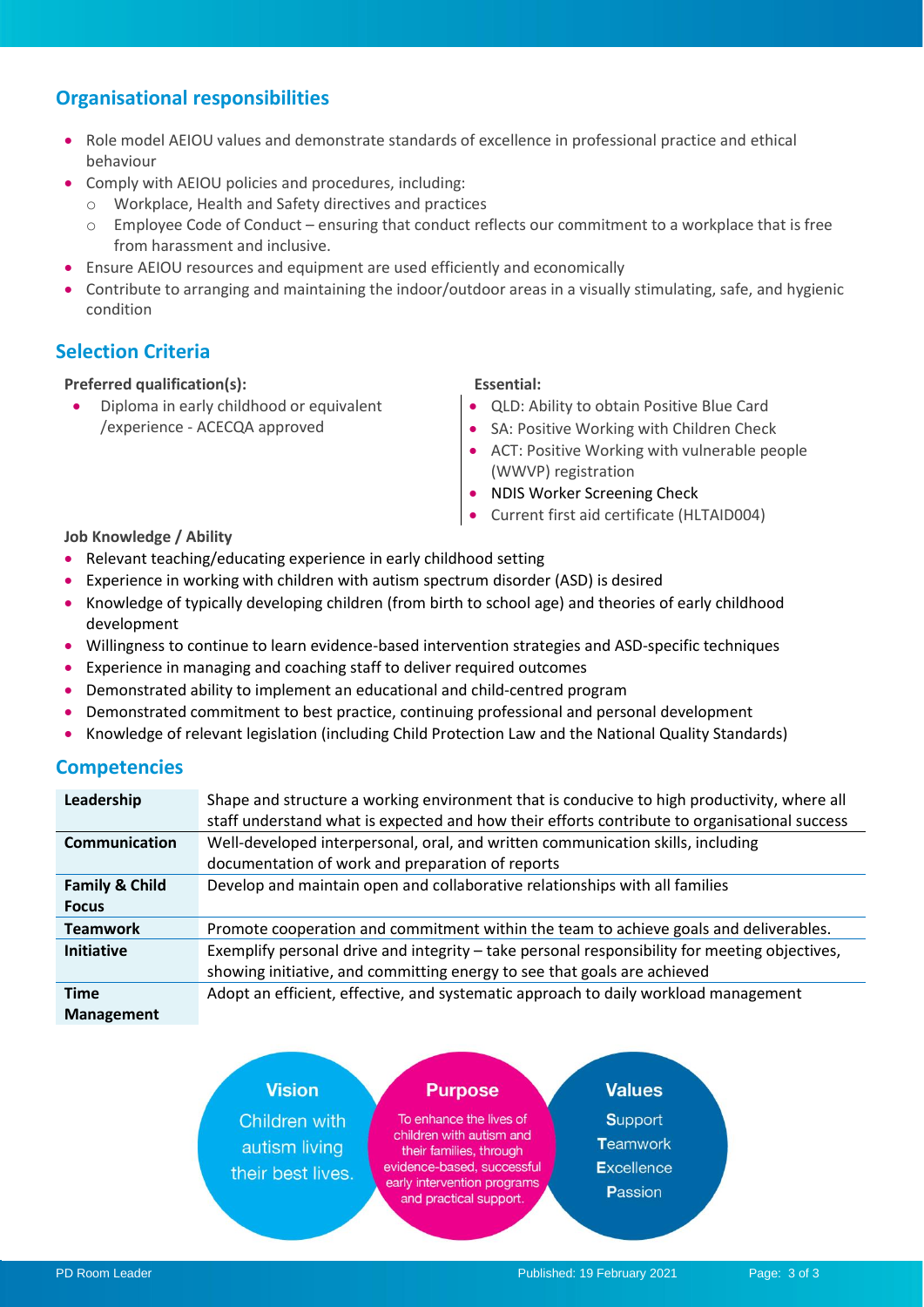## Organisational responsibilities

- Role model AEIOU values and demonstrate standards of excellence in professional practice and ethical behaviour
- Comply with AEIOU policies and procedures, including:
  - Workplace, Health and Safety directives and practices
  - Employee Code of Conduct – ensuring that conduct reflects our commitment to a workplace that is free from harassment and inclusive.
- Ensure AEIOU resources and equipment are used efficiently and economically
- Contribute to arranging and maintaining the indoor/outdoor areas in a visually stimulating, safe, and hygienic condition

## Selection Criteria

**Preferred qualification(s):**

- Diploma in early childhood or equivalent /experience - ACECQA approved

**Essential:**

- QLD: Ability to obtain Positive Blue Card
- SA: Positive Working with Children Check
- ACT: Positive Working with vulnerable people (WWVP) registration
- NDIS Worker Screening Check
- Current first aid certificate (HLTAID004)

**Job Knowledge / Ability**

- Relevant teaching/educating experience in early childhood setting
- Experience in working with children with autism spectrum disorder (ASD) is desired
- Knowledge of typically developing children (from birth to school age) and theories of early childhood development
- Willingness to continue to learn evidence-based intervention strategies and ASD-specific techniques
- Experience in managing and coaching staff to deliver required outcomes
- Demonstrated ability to implement an educational and child-centred program
- Demonstrated commitment to best practice, continuing professional and personal development
- Knowledge of relevant legislation (including Child Protection Law and the National Quality Standards)

## Competencies

| | |
|---|---|
| **Leadership** | Shape and structure a working environment that is conducive to high productivity, where all staff understand what is expected and how their efforts contribute to organisational success |
| **Communication** | Well-developed interpersonal, oral, and written communication skills, including documentation of work and preparation of reports |
| **Family & Child Focus** | Develop and maintain open and collaborative relationships with all families |
| **Teamwork** | Promote cooperation and commitment within the team to achieve goals and deliverables. |
| **Initiative** | Exemplify personal drive and integrity – take personal responsibility for meeting objectives, showing initiative, and committing energy to see that goals are achieved |
| **Time Management** | Adopt an efficient, effective, and systematic approach to daily workload management |

**Vision**
Children with autism living their best lives.

**Purpose**
To enhance the lives of children with autism and their families, through evidence-based, successful early intervention programs and practical support.

**Values**
**S**upport
**T**eamwork
**E**xcellence
**P**assion